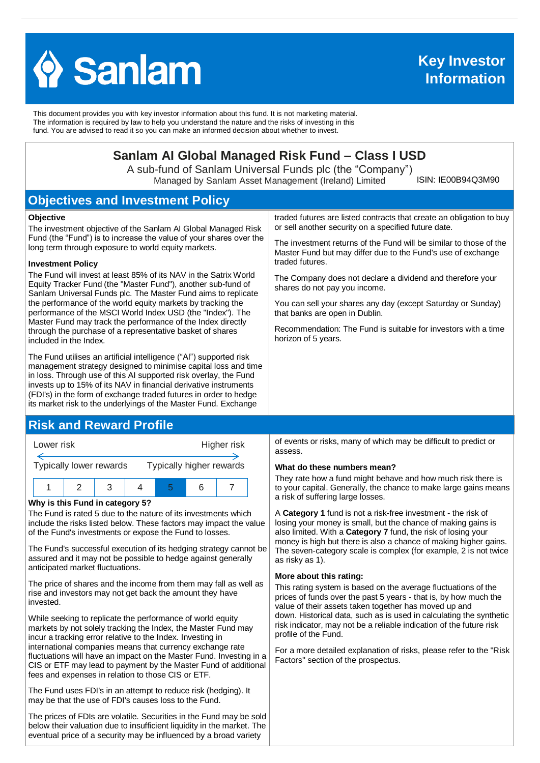# Sanlam

## Key Investor Information

This document provides you with key investor information about this fund. It is not marketing material. The information is required by law to help you understand the nature and the risks of investing in this fund. You are advised to read it so you can make an informed decision about whether to invest.

# Sanlam AI Global Managed Risk Fund – Class I USD

A sub-fund of Sanlam Universal Funds plc (the "Company")
Managed by Sanlam Asset Management (Ireland) Limited

ISIN: IE00B94Q3M90

## Objectives and Investment Policy

**Objective**

The investment objective of the Sanlam AI Global Managed Risk Fund (the "Fund") is to increase the value of your shares over the long term through exposure to world equity markets.

**Investment Policy**

The Fund will invest at least 85% of its NAV in the Satrix World Equity Tracker Fund (the "Master Fund"), another sub-fund of Sanlam Universal Funds plc. The Master Fund aims to replicate the performance of the world equity markets by tracking the performance of the MSCI World Index USD (the "Index"). The Master Fund may track the performance of the Index directly through the purchase of a representative basket of shares included in the Index.

The Fund utilises an artificial intelligence ("AI") supported risk management strategy designed to minimise capital loss and time in loss. Through use of this AI supported risk overlay, the Fund invests up to 15% of its NAV in financial derivative instruments (FDI's) in the form of exchange traded futures in order to hedge its market risk to the underlyings of the Master Fund. Exchange traded futures are listed contracts that create an obligation to buy or sell another security on a specified future date.

The investment returns of the Fund will be similar to those of the Master Fund but may differ due to the Fund's use of exchange traded futures.

The Company does not declare a dividend and therefore your shares do not pay you income.

You can sell your shares any day (except Saturday or Sunday) that banks are open in Dublin.

Recommendation: The Fund is suitable for investors with a time horizon of 5 years.

## Risk and Reward Profile

Lower risk — Higher risk

Typically lower rewards — Typically higher rewards

| 1 | 2 | 3 | 4 | **5** | 6 | 7 |
|---|---|---|---|---|---|---|

**Why is this Fund in category 5?**

The Fund is rated 5 due to the nature of its investments which include the risks listed below. These factors may impact the value of the Fund's investments or expose the Fund to losses.

The Fund's successful execution of its hedging strategy cannot be assured and it may not be possible to hedge against generally anticipated market fluctuations.

The price of shares and the income from them may fall as well as rise and investors may not get back the amount they have invested.

While seeking to replicate the performance of world equity markets by not solely tracking the Index, the Master Fund may incur a tracking error relative to the Index. Investing in international companies means that currency exchange rate fluctuations will have an impact on the Master Fund. Investing in a CIS or ETF may lead to payment by the Master Fund of additional fees and expenses in relation to those CIS or ETF.

The Fund uses FDI's in an attempt to reduce risk (hedging). It may be that the use of FDI's causes loss to the Fund.

The prices of FDIs are volatile. Securities in the Fund may be sold below their valuation due to insufficient liquidity in the market. The eventual price of a security may be influenced by a broad variety of events or risks, many of which may be difficult to predict or assess.

**What do these numbers mean?**

They rate how a fund might behave and how much risk there is to your capital. Generally, the chance to make large gains means a risk of suffering large losses.

A **Category 1** fund is not a risk-free investment - the risk of losing your money is small, but the chance of making gains is also limited. With a **Category 7** fund, the risk of losing your money is high but there is also a chance of making higher gains. The seven-category scale is complex (for example, 2 is not twice as risky as 1).

**More about this rating:**

This rating system is based on the average fluctuations of the prices of funds over the past 5 years - that is, by how much the value of their assets taken together has moved up and down. Historical data, such as is used in calculating the synthetic risk indicator, may not be a reliable indication of the future risk profile of the Fund.

For a more detailed explanation of risks, please refer to the "Risk Factors" section of the prospectus.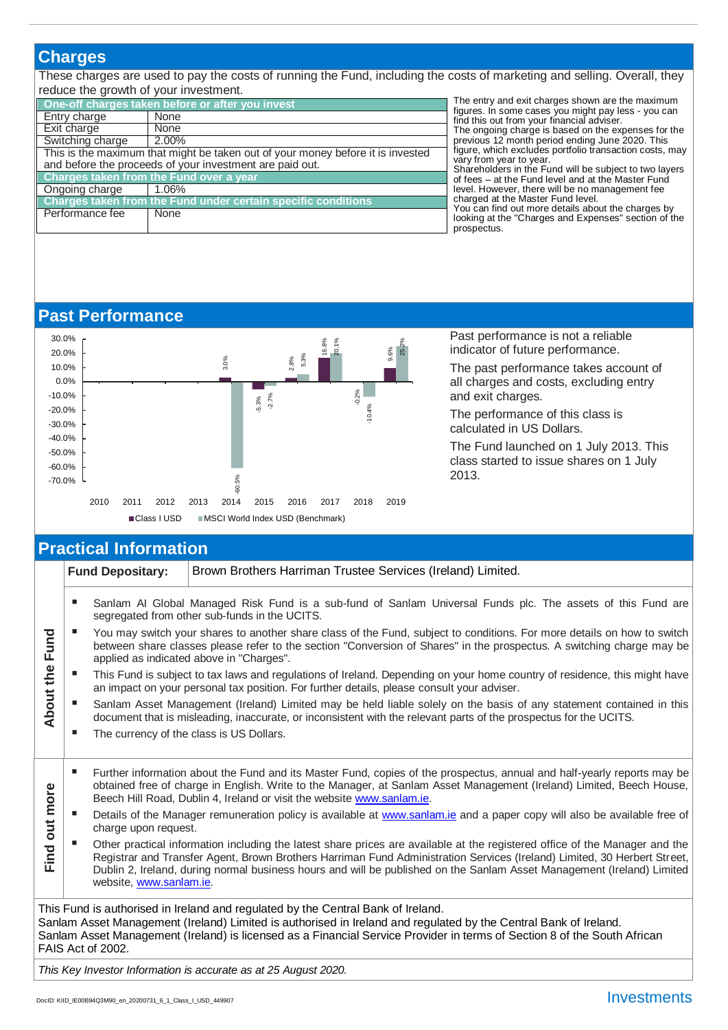## Charges

These charges are used to pay the costs of running the Fund, including the costs of marketing and selling. Overall, they reduce the growth of your investment.

| | |
|---|---|
| **One-off charges taken before or after you invest** | |
| Entry charge | None |
| Exit charge | None |
| Switching charge | 2.00% |
| This is the maximum that might be taken out of your money before it is invested and before the proceeds of your investment are paid out. | |
| **Charges taken from the Fund over a year** | |
| Ongoing charge | 1.06% |
| **Charges taken from the Fund under certain specific conditions** | |
| Performance fee | None |

The entry and exit charges shown are the maximum figures. In some cases you might pay less - you can find this out from your financial adviser.

The ongoing charge is based on the expenses for the previous 12 month period ending June 2020. This figure, which excludes portfolio transaction costs, may vary from year to year.

Shareholders in the Fund will be subject to two layers of fees – at the Fund level and at the Master Fund level. However, there will be no management fee charged at the Master Fund level.

You can find out more details about the charges by looking at the "Charges and Expenses" section of the prospectus.

## Past Performance

30.0%
20.0%
10.0%
0.0%
-10.0%
-20.0%
-30.0%
-40.0%
-50.0%
-60.0%
-70.0%

2010 2011 2012 2013 2014 2015 2016 2017 2018 2019

3.0% -60.5% -5.3% -2.7% 2.8% 5.3% 16.8% 20.1% -0.2% -10.4% 9.6% 25.2%

Class I USD
MSCI World Index USD (Benchmark)

Past performance is not a reliable indicator of future performance.

The past performance takes account of all charges and costs, excluding entry and exit charges.

The performance of this class is calculated in US Dollars.

The Fund launched on 1 July 2013. This class started to issue shares on 1 July 2013.

## Practical Information

### About the Fund

**Fund Depositary:** Brown Brothers Harriman Trustee Services (Ireland) Limited.

- Sanlam AI Global Managed Risk Fund is a sub-fund of Sanlam Universal Funds plc. The assets of this Fund are segregated from other sub-funds in the UCITS.
- You may switch your shares to another share class of the Fund, subject to conditions. For more details on how to switch between share classes please refer to the section "Conversion of Shares" in the prospectus. A switching charge may be applied as indicated above in "Charges".
- This Fund is subject to tax laws and regulations of Ireland. Depending on your home country of residence, this might have an impact on your personal tax position. For further details, please consult your adviser.
- Sanlam Asset Management (Ireland) Limited may be held liable solely on the basis of any statement contained in this document that is misleading, inaccurate, or inconsistent with the relevant parts of the prospectus for the UCITS.
- The currency of the class is US Dollars.

### Find out more

- Further information about the Fund and its Master Fund, copies of the prospectus, annual and half-yearly reports may be obtained free of charge in English. Write to the Manager, at Sanlam Asset Management (Ireland) Limited, Beech House, Beech Hill Road, Dublin 4, Ireland or visit the website www.sanlam.ie.
- Details of the Manager remuneration policy is available at www.sanlam.ie and a paper copy will also be available free of charge upon request.
- Other practical information including the latest share prices are available at the registered office of the Manager and the Registrar and Transfer Agent, Brown Brothers Harriman Fund Administration Services (Ireland) Limited, 30 Herbert Street, Dublin 2, Ireland, during normal business hours and will be published on the Sanlam Asset Management (Ireland) Limited website, www.sanlam.ie.

This Fund is authorised in Ireland and regulated by the Central Bank of Ireland.
Sanlam Asset Management (Ireland) Limited is authorised in Ireland and regulated by the Central Bank of Ireland.
Sanlam Asset Management (Ireland) is licensed as a Financial Service Provider in terms of Section 8 of the South African FAIS Act of 2002.

*This Key Investor Information is accurate as at 25 August 2020.*

DocID: KIID_IE00B94Q3M90_en_20200731_6_1_Class_I_USD_449907

Investments